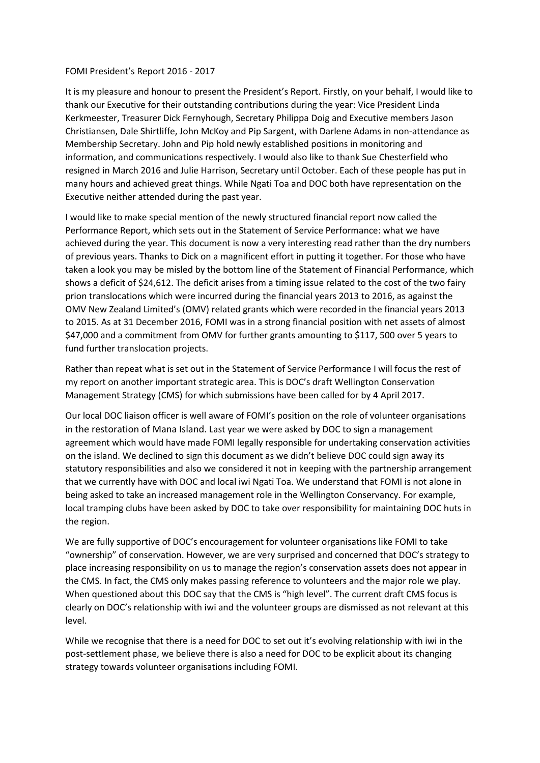FOMI President's Report 2016 - 2017

It is my pleasure and honour to present the President's Report. Firstly, on your behalf, I would like to thank our Executive for their outstanding contributions during the year: Vice President Linda Kerkmeester, Treasurer Dick Fernyhough, Secretary Philippa Doig and Executive members Jason Christiansen, Dale Shirtliffe, John McKoy and Pip Sargent, with Darlene Adams in non-attendance as Membership Secretary. John and Pip hold newly established positions in monitoring and information, and communications respectively. I would also like to thank Sue Chesterfield who resigned in March 2016 and Julie Harrison, Secretary until October. Each of these people has put in many hours and achieved great things. While Ngati Toa and DOC both have representation on the Executive neither attended during the past year.

I would like to make special mention of the newly structured financial report now called the Performance Report, which sets out in the Statement of Service Performance: what we have achieved during the year. This document is now a very interesting read rather than the dry numbers of previous years. Thanks to Dick on a magnificent effort in putting it together. For those who have taken a look you may be misled by the bottom line of the Statement of Financial Performance, which shows a deficit of $24,612. The deficit arises from a timing issue related to the cost of the two fairy prion translocations which were incurred during the financial years 2013 to 2016, as against the OMV New Zealand Limited's (OMV) related grants which were recorded in the financial years 2013 to 2015. As at 31 December 2016, FOMI was in a strong financial position with net assets of almost $47,000 and a commitment from OMV for further grants amounting to $117, 500 over 5 years to fund further translocation projects.

Rather than repeat what is set out in the Statement of Service Performance I will focus the rest of my report on another important strategic area. This is DOC's draft Wellington Conservation Management Strategy (CMS) for which submissions have been called for by 4 April 2017.

Our local DOC liaison officer is well aware of FOMI's position on the role of volunteer organisations in the restoration of Mana Island. Last year we were asked by DOC to sign a management agreement which would have made FOMI legally responsible for undertaking conservation activities on the island. We declined to sign this document as we didn't believe DOC could sign away its statutory responsibilities and also we considered it not in keeping with the partnership arrangement that we currently have with DOC and local iwi Ngati Toa. We understand that FOMI is not alone in being asked to take an increased management role in the Wellington Conservancy. For example, local tramping clubs have been asked by DOC to take over responsibility for maintaining DOC huts in the region.

We are fully supportive of DOC's encouragement for volunteer organisations like FOMI to take "ownership" of conservation. However, we are very surprised and concerned that DOC's strategy to place increasing responsibility on us to manage the region's conservation assets does not appear in the CMS. In fact, the CMS only makes passing reference to volunteers and the major role we play. When questioned about this DOC say that the CMS is "high level". The current draft CMS focus is clearly on DOC's relationship with iwi and the volunteer groups are dismissed as not relevant at this level.

While we recognise that there is a need for DOC to set out it's evolving relationship with iwi in the post-settlement phase, we believe there is also a need for DOC to be explicit about its changing strategy towards volunteer organisations including FOMI.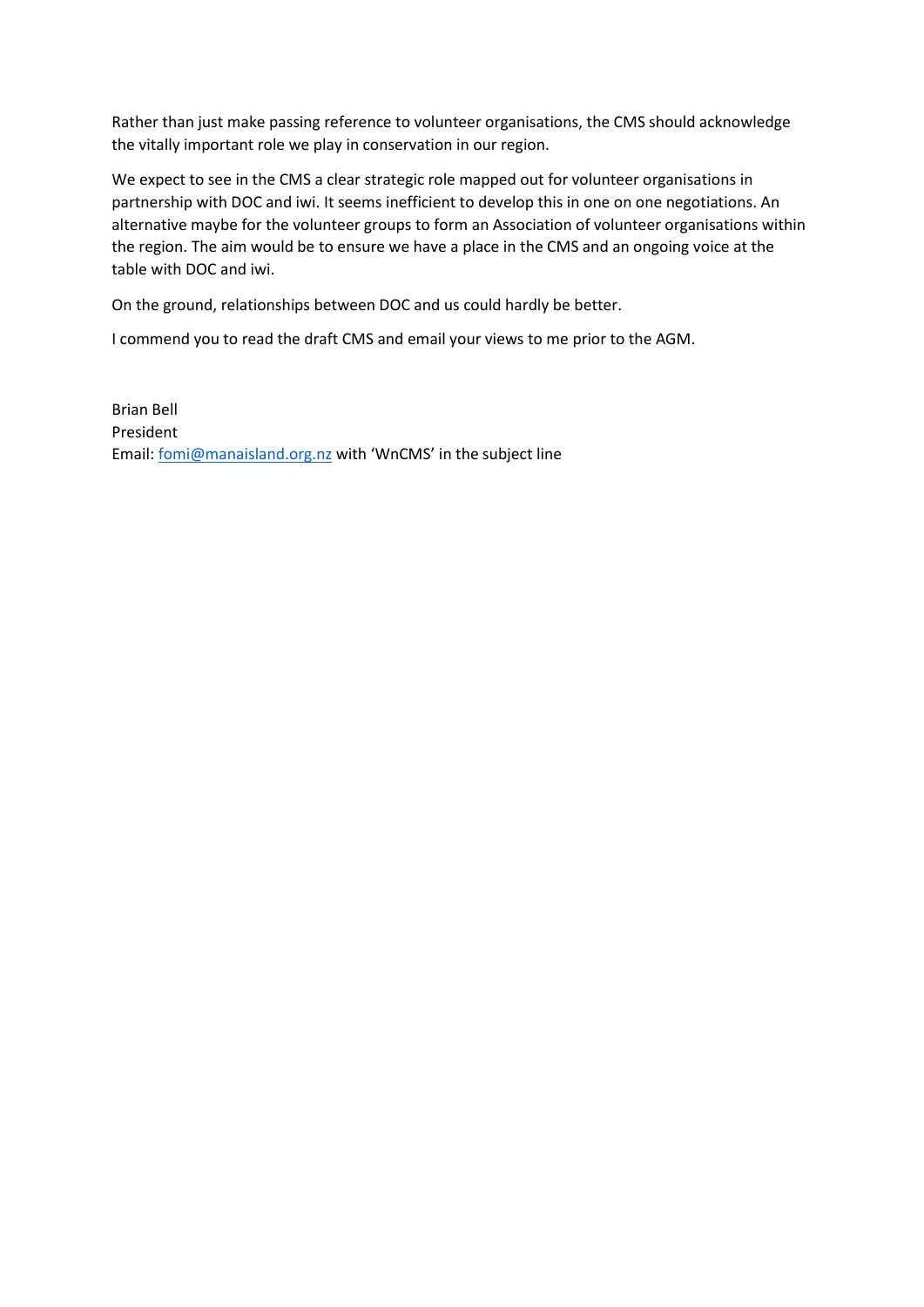Rather than just make passing reference to volunteer organisations, the CMS should acknowledge the vitally important role we play in conservation in our region.

We expect to see in the CMS a clear strategic role mapped out for volunteer organisations in partnership with DOC and iwi. It seems inefficient to develop this in one on one negotiations. An alternative maybe for the volunteer groups to form an Association of volunteer organisations within the region. The aim would be to ensure we have a place in the CMS and an ongoing voice at the table with DOC and iwi.

On the ground, relationships between DOC and us could hardly be better.

I commend you to read the draft CMS and email your views to me prior to the AGM.

Brian Bell
President
Email: fomi@manaisland.org.nz with 'WnCMS' in the subject line